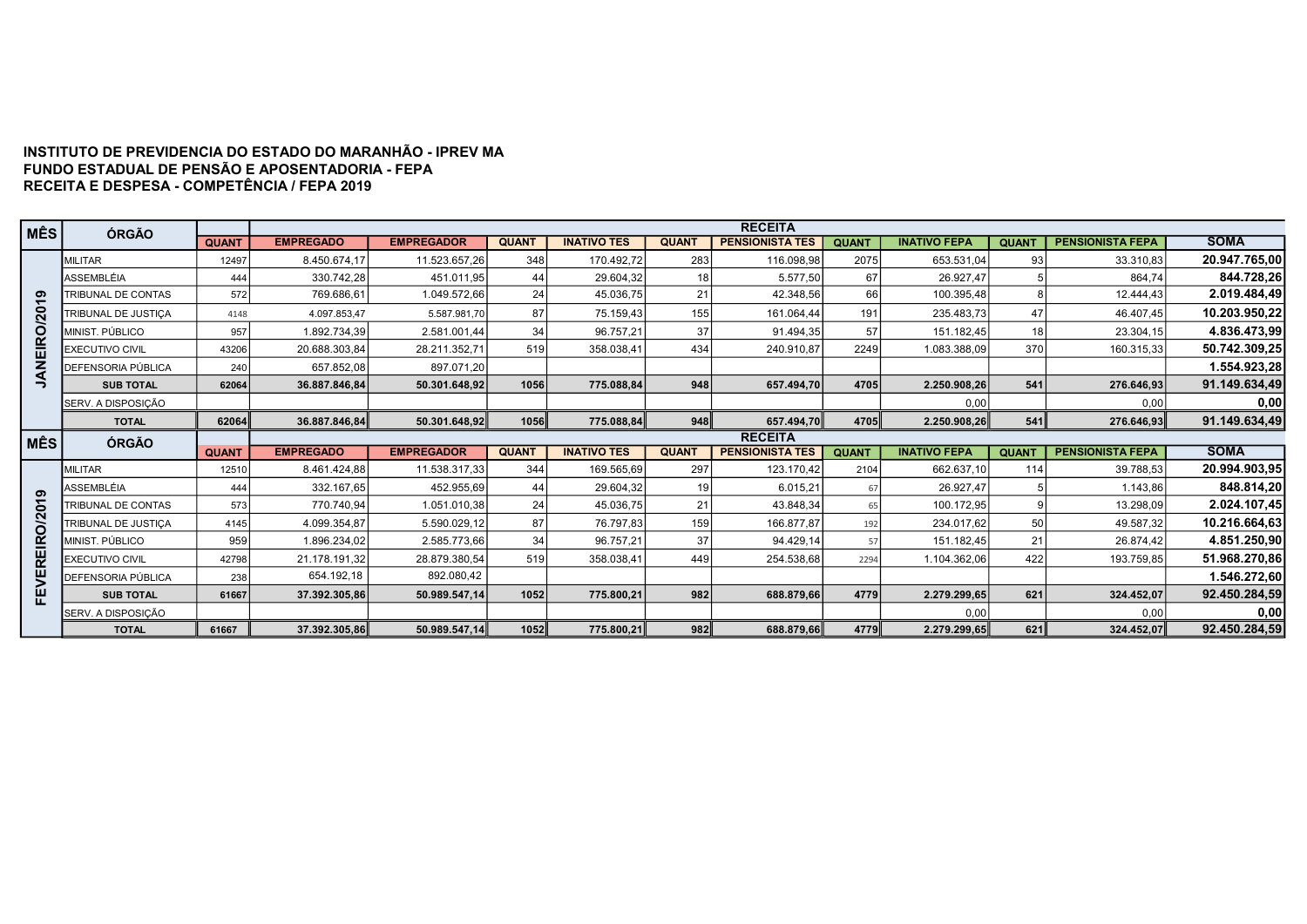**INSTITUTO DE PREVIDENCIA DO ESTADO DO MARANHÃO - IPREV MA**
**FUNDO ESTADUAL DE PENSÃO E APOSENTADORIA - FEPA**
**RECEITA E DESPESA - COMPETÊNCIA / FEPA 2019**

| MÊS | ÓRGÃO | RECEITA | | | | | | | | | | | |
|---|---|---|---|---|---|---|---|---|---|---|---|---|---|
| | | QUANT | EMPREGADO | EMPREGADOR | QUANT | INATIVO TES | QUANT | PENSIONISTA TES | QUANT | INATIVO FEPA | QUANT | PENSIONISTA FEPA | SOMA |
| JANEIRO/2019 | MILITAR | 12497 | 8.450.674,17 | 11.523.657,26 | 348 | 170.492,72 | 283 | 116.098,98 | 2075 | 653.531,04 | 93 | 33.310,83 | 20.947.765,00 |
| | ASSEMBLÉIA | 444 | 330.742,28 | 451.011,95 | 44 | 29.604,32 | 18 | 5.577,50 | 67 | 26.927,47 | 5 | 864,74 | 844.728,26 |
| | TRIBUNAL DE CONTAS | 572 | 769.686,61 | 1.049.572,66 | 24 | 45.036,75 | 21 | 42.348,56 | 66 | 100.395,48 | 8 | 12.444,43 | 2.019.484,49 |
| | TRIBUNAL DE JUSTIÇA | 4148 | 4.097.853,47 | 5.587.981,70 | 87 | 75.159,43 | 155 | 161.064,44 | 191 | 235.483,73 | 47 | 46.407,45 | 10.203.950,22 |
| | MINIST. PÚBLICO | 957 | 1.892.734,39 | 2.581.001,44 | 34 | 96.757,21 | 37 | 91.494,35 | 57 | 151.182,45 | 18 | 23.304,15 | 4.836.473,99 |
| | EXECUTIVO CIVIL | 43206 | 20.688.303,84 | 28.211.352,71 | 519 | 358.038,41 | 434 | 240.910,87 | 2249 | 1.083.388,09 | 370 | 160.315,33 | 50.742.309,25 |
| | DEFENSORIA PÚBLICA | 240 | 657.852,08 | 897.071,20 | | | | | | | | | 1.554.923,28 |
| | **SUB TOTAL** | **62064** | **36.887.846,84** | **50.301.648,92** | **1056** | **775.088,84** | **948** | **657.494,70** | **4705** | **2.250.908,26** | **541** | **276.646,93** | **91.149.634,49** |
| | SERV. A DISPOSIÇÃO | | | | | | | | | 0,00 | | 0,00 | 0,00 |
| | **TOTAL** | **62064** | **36.887.846,84** | **50.301.648,92** | **1056** | **775.088,84** | **948** | **657.494,70** | **4705** | **2.250.908,26** | **541** | **276.646,93** | **91.149.634,49** |
| **MÊS** | **ÓRGÃO** | **RECEITA** | | | | | | | | | | | |
| | | QUANT | EMPREGADO | EMPREGADOR | QUANT | INATIVO TES | QUANT | PENSIONISTA TES | QUANT | INATIVO FEPA | QUANT | PENSIONISTA FEPA | SOMA |
| FEVEREIRO/2019 | MILITAR | 12510 | 8.461.424,88 | 11.538.317,33 | 344 | 169.565,69 | 297 | 123.170,42 | 2104 | 662.637,10 | 114 | 39.788,53 | 20.994.903,95 |
| | ASSEMBLÉIA | 444 | 332.167,65 | 452.955,69 | 44 | 29.604,32 | 19 | 6.015,21 | 67 | 26.927,47 | 5 | 1.143,86 | 848.814,20 |
| | TRIBUNAL DE CONTAS | 573 | 770.740,94 | 1.051.010,38 | 24 | 45.036,75 | 21 | 43.848,34 | 65 | 100.172,95 | 9 | 13.298,09 | 2.024.107,45 |
| | TRIBUNAL DE JUSTIÇA | 4145 | 4.099.354,87 | 5.590.029,12 | 87 | 76.797,83 | 159 | 166.877,87 | 192 | 234.017,62 | 50 | 49.587,32 | 10.216.664,63 |
| | MINIST. PÚBLICO | 959 | 1.896.234,02 | 2.585.773,66 | 34 | 96.757,21 | 37 | 94.429,14 | 57 | 151.182,45 | 21 | 26.874,42 | 4.851.250,90 |
| | EXECUTIVO CIVIL | 42798 | 21.178.191,32 | 28.879.380,54 | 519 | 358.038,41 | 449 | 254.538,68 | 2294 | 1.104.362,06 | 422 | 193.759,85 | 51.968.270,86 |
| | DEFENSORIA PÚBLICA | 238 | 654.192,18 | 892.080,42 | | | | | | | | | 1.546.272,60 |
| | **SUB TOTAL** | **61667** | **37.392.305,86** | **50.989.547,14** | **1052** | **775.800,21** | **982** | **688.879,66** | **4779** | **2.279.299,65** | **621** | **324.452,07** | **92.450.284,59** |
| | SERV. A DISPOSIÇÃO | | | | | | | | | 0,00 | | 0,00 | 0,00 |
| | **TOTAL** | **61667** | **37.392.305,86** | **50.989.547,14** | **1052** | **775.800,21** | **982** | **688.879,66** | **4779** | **2.279.299,65** | **621** | **324.452,07** | **92.450.284,59** |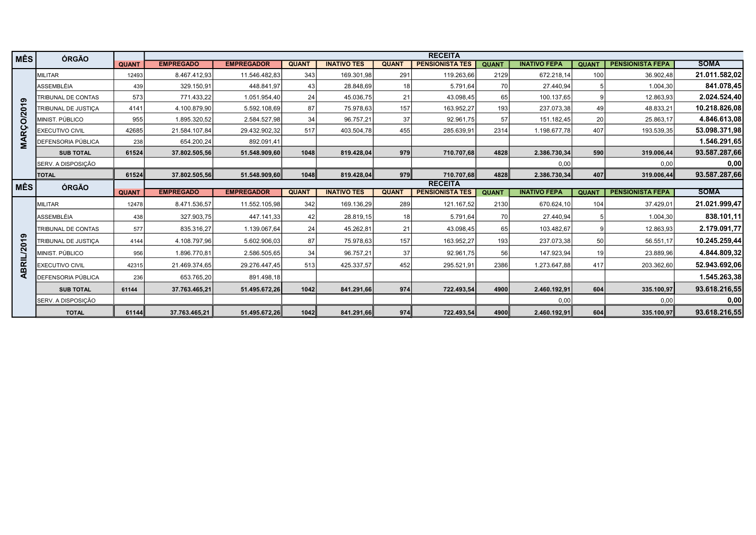| MÊS | ÓRGÃO | | RECEITA | | | | | | | | | | | |
|---|---|---|---|---|---|---|---|---|---|---|---|---|---|---|
| | | QUANT | EMPREGADO | EMPREGADOR | QUANT | INATIVO TES | QUANT | PENSIONISTA TES | QUANT | INATIVO FEPA | QUANT | PENSIONISTA FEPA | SOMA |
| MARÇO/2019 | MILITAR | 12493 | 8.467.412,93 | 11.546.482,83 | 343 | 169.301,98 | 291 | 119.263,66 | 2129 | 672.218,14 | 100 | 36.902,48 | **21.011.582,02** |
| | ASSEMBLÉIA | 439 | 329.150,91 | 448.841,97 | 43 | 28.848,69 | 18 | 5.791,64 | 70 | 27.440,94 | 5 | 1.004,30 | **841.078,45** |
| | TRIBUNAL DE CONTAS | 573 | 771.433,22 | 1.051.954,40 | 24 | 45.036,75 | 21 | 43.098,45 | 65 | 100.137,65 | 9 | 12.863,93 | **2.024.524,40** |
| | TRIBUNAL DE JUSTIÇA | 4141 | 4.100.879,90 | 5.592.108,69 | 87 | 75.978,63 | 157 | 163.952,27 | 193 | 237.073,38 | 49 | 48.833,21 | **10.218.826,08** |
| | MINIST. PÚBLICO | 955 | 1.895.320,52 | 2.584.527,98 | 34 | 96.757,21 | 37 | 92.961,75 | 57 | 151.182,45 | 20 | 25.863,17 | **4.846.613,08** |
| | EXECUTIVO CIVIL | 42685 | 21.584.107,84 | 29.432.902,32 | 517 | 403.504,78 | 455 | 285.639,91 | 2314 | 1.198.677,78 | 407 | 193.539,35 | **53.098.371,98** |
| | DEFENSORIA PÚBLICA | 238 | 654.200,24 | 892.091,41 | | | | | | | | | **1.546.291,65** |
| | **SUB TOTAL** | **61524** | **37.802.505,56** | **51.548.909,60** | **1048** | **819.428,04** | **979** | **710.707,68** | **4828** | **2.386.730,34** | **590** | **319.006,44** | **93.587.287,66** |
| | SERV. A DISPOSIÇÃO | | | | | | | | | 0,00 | | 0,00 | **0,00** |
| | **TOTAL** | **61524** | **37.802.505,56** | **51.548.909,60** | **1048** | **819.428,04** | **979** | **710.707,68** | **4828** | **2.386.730,34** | **407** | **319.006,44** | **93.587.287,66** |
| **MÊS** | **ÓRGÃO** | | **RECEITA** | | | | | | | | | | | |
| | | **QUANT** | **EMPREGADO** | **EMPREGADOR** | **QUANT** | **INATIVO TES** | **QUANT** | **PENSIONISTA TES** | **QUANT** | **INATIVO FEPA** | **QUANT** | **PENSIONISTA FEPA** | **SOMA** |
| ABRIL/2019 | MILITAR | 12478 | 8.471.536,57 | 11.552.105,98 | 342 | 169.136,29 | 289 | 121.167,52 | 2130 | 670.624,10 | 104 | 37.429,01 | **21.021.999,47** |
| | ASSEMBLÉIA | 438 | 327.903,75 | 447.141,33 | 42 | 28.819,15 | 18 | 5.791,64 | 70 | 27.440,94 | 5 | 1.004,30 | **838.101,11** |
| | TRIBUNAL DE CONTAS | 577 | 835.316,27 | 1.139.067,64 | 24 | 45.262,81 | 21 | 43.098,45 | 65 | 103.482,67 | 9 | 12.863,93 | **2.179.091,77** |
| | TRIBUNAL DE JUSTIÇA | 4144 | 4.108.797,96 | 5.602.906,03 | 87 | 75.978,63 | 157 | 163.952,27 | 193 | 237.073,38 | 50 | 56.551,17 | **10.245.259,44** |
| | MINIST. PÚBLICO | 956 | 1.896.770,81 | 2.586.505,65 | 34 | 96.757,21 | 37 | 92.961,75 | 56 | 147.923,94 | 19 | 23.889,96 | **4.844.809,32** |
| | EXECUTIVO CIVIL | 42315 | 21.469.374,65 | 29.276.447,45 | 513 | 425.337,57 | 452 | 295.521,91 | 2386 | 1.273.647,88 | 417 | 203.362,60 | **52.943.692,06** |
| | DEFENSORIA PÚBLICA | 236 | 653.765,20 | 891.498,18 | | | | | | | | | **1.545.263,38** |
| | **SUB TOTAL** | **61144** | **37.763.465,21** | **51.495.672,26** | **1042** | **841.291,66** | **974** | **722.493,54** | **4900** | **2.460.192,91** | **604** | **335.100,97** | **93.618.216,55** |
| | SERV. A DISPOSIÇÃO | | | | | | | | | 0,00 | | 0,00 | **0,00** |
| | **TOTAL** | **61144** | **37.763.465,21** | **51.495.672,26** | **1042** | **841.291,66** | **974** | **722.493,54** | **4900** | **2.460.192,91** | **604** | **335.100,97** | **93.618.216,55** |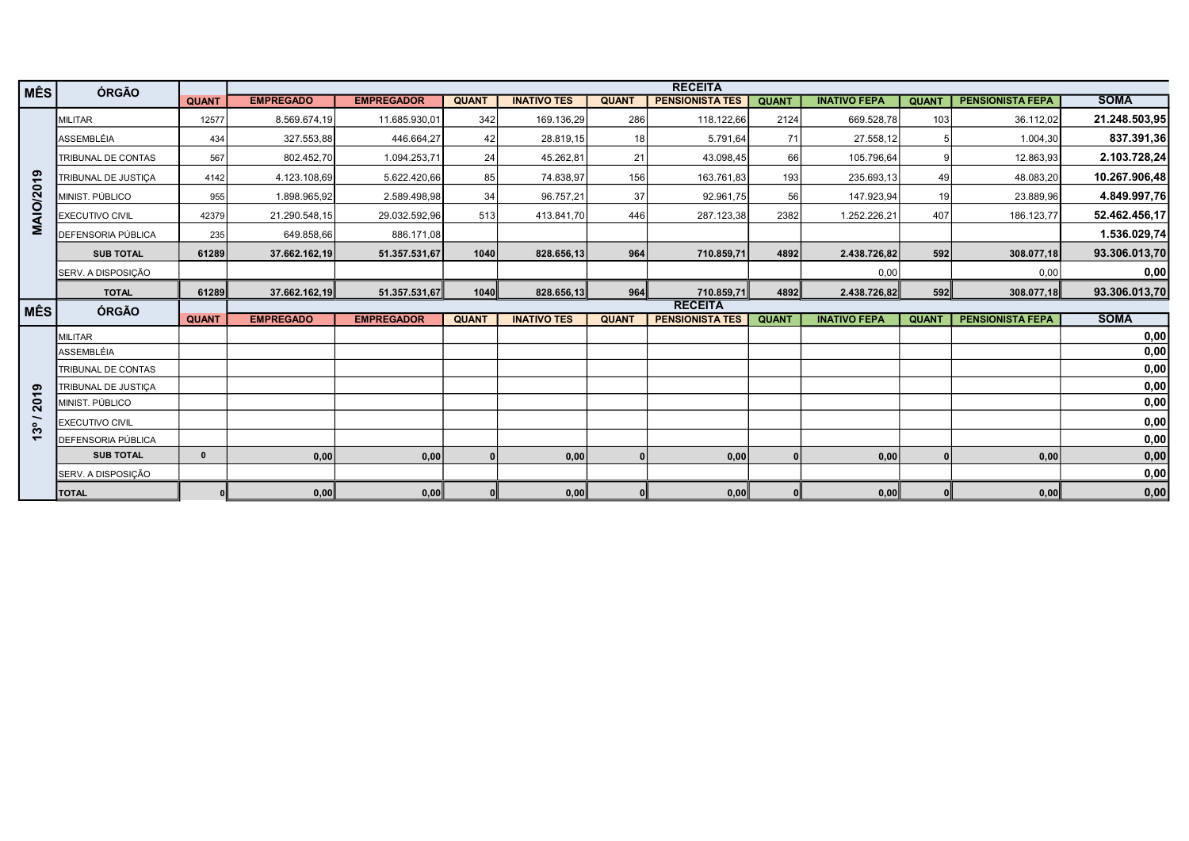| MÊS | ÓRGÃO | QUANT | RECEITA | | | | | | | | | SOMA |
|---|---|---|---|---|---|---|---|---|---|---|---|---|
| | | | EMPREGADO | EMPREGADOR | QUANT | INATIVO TES | QUANT | PENSIONISTA TES | QUANT | INATIVO FEPA | QUANT | PENSIONISTA FEPA | |
| MAIO/2019 | MILITAR | 12577 | 8.569.674,19 | 11.685.930,01 | 342 | 169.136,29 | 286 | 118.122,66 | 2124 | 669.528,78 | 103 | 36.112,02 | 21.248.503,95 |
| | ASSEMBLÉIA | 434 | 327.553,88 | 446.664,27 | 42 | 28.819,15 | 18 | 5.791,64 | 71 | 27.558,12 | 5 | 1.004,30 | 837.391,36 |
| | TRIBUNAL DE CONTAS | 567 | 802.452,70 | 1.094.253,71 | 24 | 45.262,81 | 21 | 43.098,45 | 66 | 105.796,64 | 9 | 12.863,93 | 2.103.728,24 |
| | TRIBUNAL DE JUSTIÇA | 4142 | 4.123.108,69 | 5.622.420,66 | 85 | 74.838,97 | 156 | 163.761,83 | 193 | 235.693,13 | 49 | 48.083,20 | 10.267.906,48 |
| | MINIST. PÚBLICO | 955 | 1.898.965,92 | 2.589.498,98 | 34 | 96.757,21 | 37 | 92.961,75 | 56 | 147.923,94 | 19 | 23.889,96 | 4.849.997,76 |
| | EXECUTIVO CIVIL | 42379 | 21.290.548,15 | 29.032.592,96 | 513 | 413.841,70 | 446 | 287.123,38 | 2382 | 1.252.226,21 | 407 | 186.123,77 | 52.462.456,17 |
| | DEFENSORIA PÚBLICA | 235 | 649.858,66 | 886.171,08 | | | | | | | | | 1.536.029,74 |
| | **SUB TOTAL** | **61289** | **37.662.162,19** | **51.357.531,67** | **1040** | **828.656,13** | **964** | **710.859,71** | **4892** | **2.438.726,82** | **592** | **308.077,18** | **93.306.013,70** |
| | SERV. A DISPOSIÇÃO | | | | | | | | | 0,00 | | 0,00 | 0,00 |
| | **TOTAL** | **61289** | **37.662.162,19** | **51.357.531,67** | **1040** | **828.656,13** | **964** | **710.859,71** | **4892** | **2.438.726,82** | **592** | **308.077,18** | **93.306.013,70** |

| MÊS | ÓRGÃO | QUANT | RECEITA | | | | | | | | | SOMA |
|---|---|---|---|---|---|---|---|---|---|---|---|---|
| | | | EMPREGADO | EMPREGADOR | QUANT | INATIVO TES | QUANT | PENSIONISTA TES | QUANT | INATIVO FEPA | QUANT | PENSIONISTA FEPA | |
| 13º / 2019 | MILITAR | | | | | | | | | | | | 0,00 |
| | ASSEMBLÉIA | | | | | | | | | | | | 0,00 |
| | TRIBUNAL DE CONTAS | | | | | | | | | | | | 0,00 |
| | TRIBUNAL DE JUSTIÇA | | | | | | | | | | | | 0,00 |
| | MINIST. PÚBLICO | | | | | | | | | | | | 0,00 |
| | EXECUTIVO CIVIL | | | | | | | | | | | | 0,00 |
| | DEFENSORIA PÚBLICA | | | | | | | | | | | | 0,00 |
| | **SUB TOTAL** | **0** | **0,00** | **0,00** | **0** | **0,00** | **0** | **0,00** | **0** | **0,00** | **0** | **0,00** | **0,00** |
| | SERV. A DISPOSIÇÃO | | | | | | | | | | | | 0,00 |
| | **TOTAL** | **0** | **0,00** | **0,00** | **0** | **0,00** | **0** | **0,00** | **0** | **0,00** | **0** | **0,00** | **0,00** |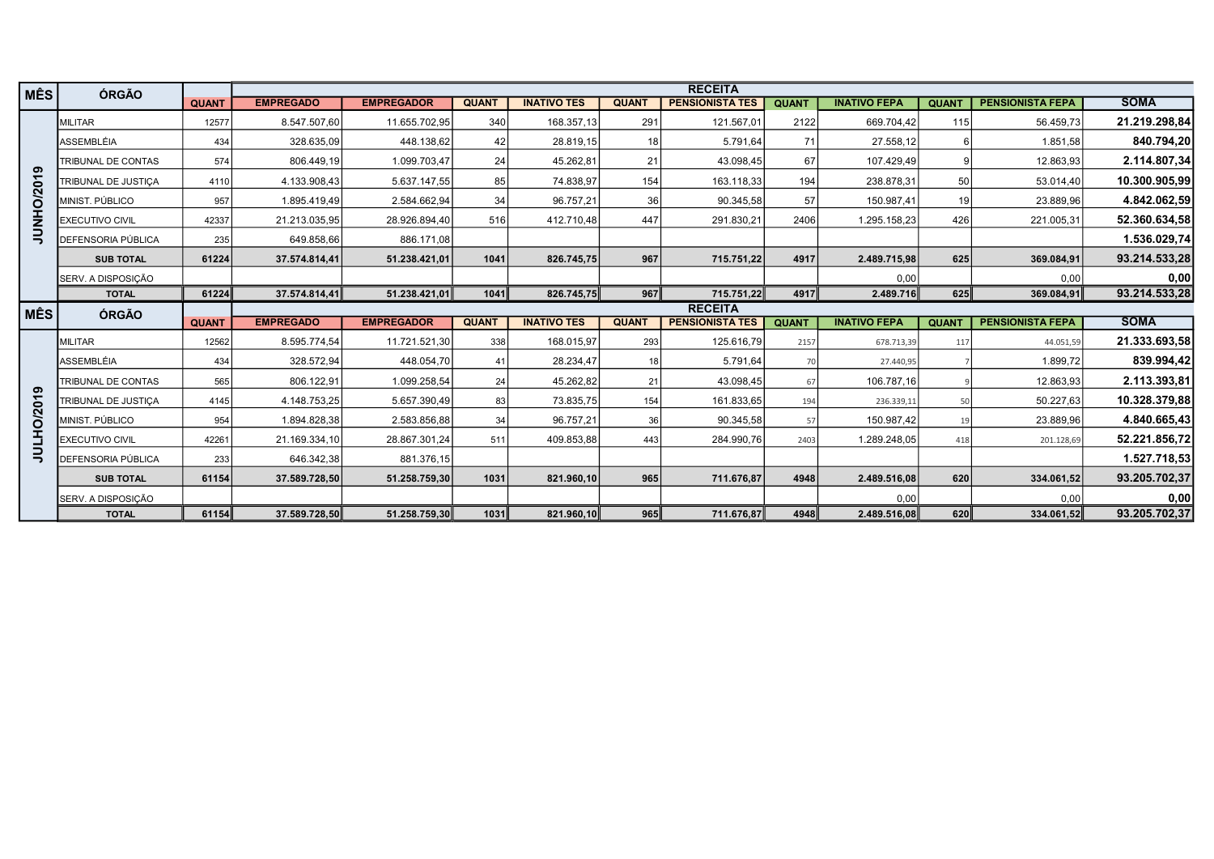| MÊS | ÓRGÃO | QUANT | RECEITA | | | | | | | | | | SOMA |
|---|---|---|---|---|---|---|---|---|---|---|---|---|---|
| | | | EMPREGADO | EMPREGADOR | QUANT | INATIVO TES | QUANT | PENSIONISTA TES | QUANT | INATIVO FEPA | QUANT | PENSIONISTA FEPA | |
| JUNHO/2019 | MILITAR | 12577 | 8.547.507,60 | 11.655.702,95 | 340 | 168.357,13 | 291 | 121.567,01 | 2122 | 669.704,42 | 115 | 56.459,73 | **21.219.298,84** |
| | ASSEMBLÉIA | 434 | 328.635,09 | 448.138,62 | 42 | 28.819,15 | 18 | 5.791,64 | 71 | 27.558,12 | 6 | 1.851,58 | **840.794,20** |
| | TRIBUNAL DE CONTAS | 574 | 806.449,19 | 1.099.703,47 | 24 | 45.262,81 | 21 | 43.098,45 | 67 | 107.429,49 | 9 | 12.863,93 | **2.114.807,34** |
| | TRIBUNAL DE JUSTIÇA | 4110 | 4.133.908,43 | 5.637.147,55 | 85 | 74.838,97 | 154 | 163.118,33 | 194 | 238.878,31 | 50 | 53.014,40 | **10.300.905,99** |
| | MINIST. PÚBLICO | 957 | 1.895.419,49 | 2.584.662,94 | 34 | 96.757,21 | 36 | 90.345,58 | 57 | 150.987,41 | 19 | 23.889,96 | **4.842.062,59** |
| | EXECUTIVO CIVIL | 42337 | 21.213.035,95 | 28.926.894,40 | 516 | 412.710,48 | 447 | 291.830,21 | 2406 | 1.295.158,23 | 426 | 221.005,31 | **52.360.634,58** |
| | DEFENSORIA PÚBLICA | 235 | 649.858,66 | 886.171,08 | | | | | | | | | **1.536.029,74** |
| | **SUB TOTAL** | **61224** | **37.574.814,41** | **51.238.421,01** | **1041** | **826.745,75** | **967** | **715.751,22** | **4917** | **2.489.715,98** | **625** | **369.084,91** | **93.214.533,28** |
| | SERV. A DISPOSIÇÃO | | | | | | | | | 0,00 | | 0,00 | **0,00** |
| | **TOTAL** | **61224** | **37.574.814,41** | **51.238.421,01** | **1041** | **826.745,75** | **967** | **715.751,22** | **4917** | **2.489.716** | **625** | **369.084,91** | **93.214.533,28** |
| **MÊS** | **ÓRGÃO** | **QUANT** | **EMPREGADO** | **EMPREGADOR** | **QUANT** | **INATIVO TES** | **QUANT** | **PENSIONISTA TES** | **QUANT** | **INATIVO FEPA** | **QUANT** | **PENSIONISTA FEPA** | **SOMA** |
| JULHO/2019 | MILITAR | 12562 | 8.595.774,54 | 11.721.521,30 | 338 | 168.015,97 | 293 | 125.616,79 | 2157 | 678.713,39 | 117 | 44.051,59 | **21.333.693,58** |
| | ASSEMBLÉIA | 434 | 328.572,94 | 448.054,70 | 41 | 28.234,47 | 18 | 5.791,64 | 70 | 27.440,95 | 7 | 1.899,72 | **839.994,42** |
| | TRIBUNAL DE CONTAS | 565 | 806.122,91 | 1.099.258,54 | 24 | 45.262,82 | 21 | 43.098,45 | 67 | 106.787,16 | 9 | 12.863,93 | **2.113.393,81** |
| | TRIBUNAL DE JUSTIÇA | 4145 | 4.148.753,25 | 5.657.390,49 | 83 | 73.835,75 | 154 | 161.833,65 | 194 | 236.339,11 | 50 | 50.227,63 | **10.328.379,88** |
| | MINIST. PÚBLICO | 954 | 1.894.828,38 | 2.583.856,88 | 34 | 96.757,21 | 36 | 90.345,58 | 57 | 150.987,42 | 19 | 23.889,96 | **4.840.665,43** |
| | EXECUTIVO CIVIL | 42261 | 21.169.334,10 | 28.867.301,24 | 511 | 409.853,88 | 443 | 284.990,76 | 2403 | 1.289.248,05 | 418 | 201.128,69 | **52.221.856,72** |
| | DEFENSORIA PÚBLICA | 233 | 646.342,38 | 881.376,15 | | | | | | | | | **1.527.718,53** |
| | **SUB TOTAL** | **61154** | **37.589.728,50** | **51.258.759,30** | **1031** | **821.960,10** | **965** | **711.676,87** | **4948** | **2.489.516,08** | **620** | **334.061,52** | **93.205.702,37** |
| | SERV. A DISPOSIÇÃO | | | | | | | | | 0,00 | | 0,00 | **0,00** |
| | **TOTAL** | **61154** | **37.589.728,50** | **51.258.759,30** | **1031** | **821.960,10** | **965** | **711.676,87** | **4948** | **2.489.516,08** | **620** | **334.061,52** | **93.205.702,37** |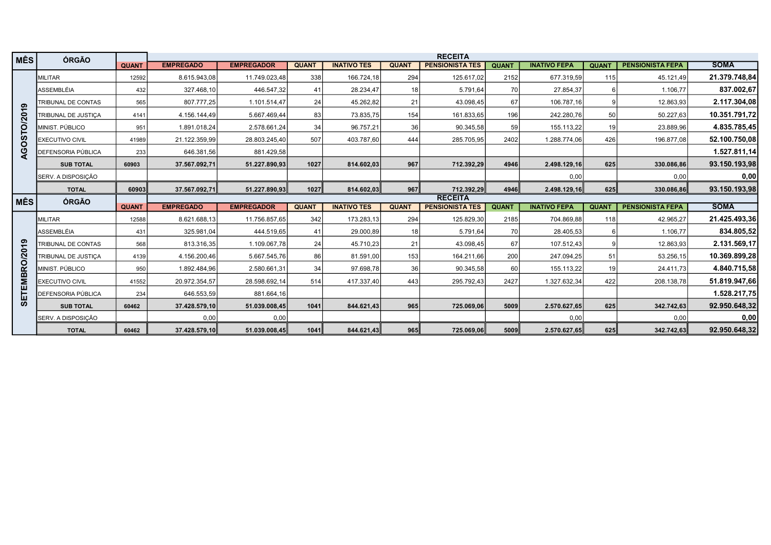| MÊS | ÓRGÃO | QUANT | RECEITA | | | | | | | | | |
|---|---|---|---|---|---|---|---|---|---|---|---|---|
| | | | EMPREGADO | EMPREGADOR | QUANT | INATIVO TES | QUANT | PENSIONISTA TES | QUANT | INATIVO FEPA | QUANT | PENSIONISTA FEPA | SOMA |
| AGOSTO/2019 | MILITAR | 12592 | 8.615.943,08 | 11.749.023,48 | 338 | 166.724,18 | 294 | 125.617,02 | 2152 | 677.319,59 | 115 | 45.121,49 | **21.379.748,84** |
| | ASSEMBLÉIA | 432 | 327.468,10 | 446.547,32 | 41 | 28.234,47 | 18 | 5.791,64 | 70 | 27.854,37 | 6 | 1.106,77 | **837.002,67** |
| | TRIBUNAL DE CONTAS | 565 | 807.777,25 | 1.101.514,47 | 24 | 45.262,82 | 21 | 43.098,45 | 67 | 106.787,16 | 9 | 12.863,93 | **2.117.304,08** |
| | TRIBUNAL DE JUSTIÇA | 4141 | 4.156.144,49 | 5.667.469,44 | 83 | 73.835,75 | 154 | 161.833,65 | 196 | 242.280,76 | 50 | 50.227,63 | **10.351.791,72** |
| | MINIST. PÚBLICO | 951 | 1.891.018,24 | 2.578.661,24 | 34 | 96.757,21 | 36 | 90.345,58 | 59 | 155.113,22 | 19 | 23.889,96 | **4.835.785,45** |
| | EXECUTIVO CIVIL | 41989 | 21.122.359,99 | 28.803.245,40 | 507 | 403.787,60 | 444 | 285.705,95 | 2402 | 1.288.774,06 | 426 | 196.877,08 | **52.100.750,08** |
| | DEFENSORIA PÚBLICA | 233 | 646.381,56 | 881.429,58 | | | | | | | | | **1.527.811,14** |
| | **SUB TOTAL** | **60903** | **37.567.092,71** | **51.227.890,93** | **1027** | **814.602,03** | **967** | **712.392,29** | **4946** | **2.498.129,16** | **625** | **330.086,86** | **93.150.193,98** |
| | SERV. A DISPOSIÇÃO | | | | | | | | | 0,00 | | 0,00 | **0,00** |
| | **TOTAL** | **60903** | **37.567.092,71** | **51.227.890,93** | **1027** | **814.602,03** | **967** | **712.392,29** | **4946** | **2.498.129,16** | **625** | **330.086,86** | **93.150.193,98** |

| MÊS | ÓRGÃO | QUANT | RECEITA | | | | | | | | | |
|---|---|---|---|---|---|---|---|---|---|---|---|---|
| | | | EMPREGADO | EMPREGADOR | QUANT | INATIVO TES | QUANT | PENSIONISTA TES | QUANT | INATIVO FEPA | QUANT | PENSIONISTA FEPA | SOMA |
| SETEMBRO/2019 | MILITAR | 12588 | 8.621.688,13 | 11.756.857,65 | 342 | 173.283,13 | 294 | 125.829,30 | 2185 | 704.869,88 | 118 | 42.965,27 | **21.425.493,36** |
| | ASSEMBLÉIA | 431 | 325.981,04 | 444.519,65 | 41 | 29.000,89 | 18 | 5.791,64 | 70 | 28.405,53 | 6 | 1.106,77 | **834.805,52** |
| | TRIBUNAL DE CONTAS | 568 | 813.316,35 | 1.109.067,78 | 24 | 45.710,23 | 21 | 43.098,45 | 67 | 107.512,43 | 9 | 12.863,93 | **2.131.569,17** |
| | TRIBUNAL DE JUSTIÇA | 4139 | 4.156.200,46 | 5.667.545,76 | 86 | 81.591,00 | 153 | 164.211,66 | 200 | 247.094,25 | 51 | 53.256,15 | **10.369.899,28** |
| | MINIST. PÚBLICO | 950 | 1.892.484,96 | 2.580.661,31 | 34 | 97.698,78 | 36 | 90.345,58 | 60 | 155.113,22 | 19 | 24.411,73 | **4.840.715,58** |
| | EXECUTIVO CIVIL | 41552 | 20.972.354,57 | 28.598.692,14 | 514 | 417.337,40 | 443 | 295.792,43 | 2427 | 1.327.632,34 | 422 | 208.138,78 | **51.819.947,66** |
| | DEFENSORIA PÚBLICA | 234 | 646.553,59 | 881.664,16 | | | | | | | | | **1.528.217,75** |
| | **SUB TOTAL** | **60462** | **37.428.579,10** | **51.039.008,45** | **1041** | **844.621,43** | **965** | **725.069,06** | **5009** | **2.570.627,65** | **625** | **342.742,63** | **92.950.648,32** |
| | SERV. A DISPOSIÇÃO | | 0,00 | 0,00 | | | | | | 0,00 | | 0,00 | **0,00** |
| | **TOTAL** | **60462** | **37.428.579,10** | **51.039.008,45** | **1041** | **844.621,43** | **965** | **725.069,06** | **5009** | **2.570.627,65** | **625** | **342.742,63** | **92.950.648,32** |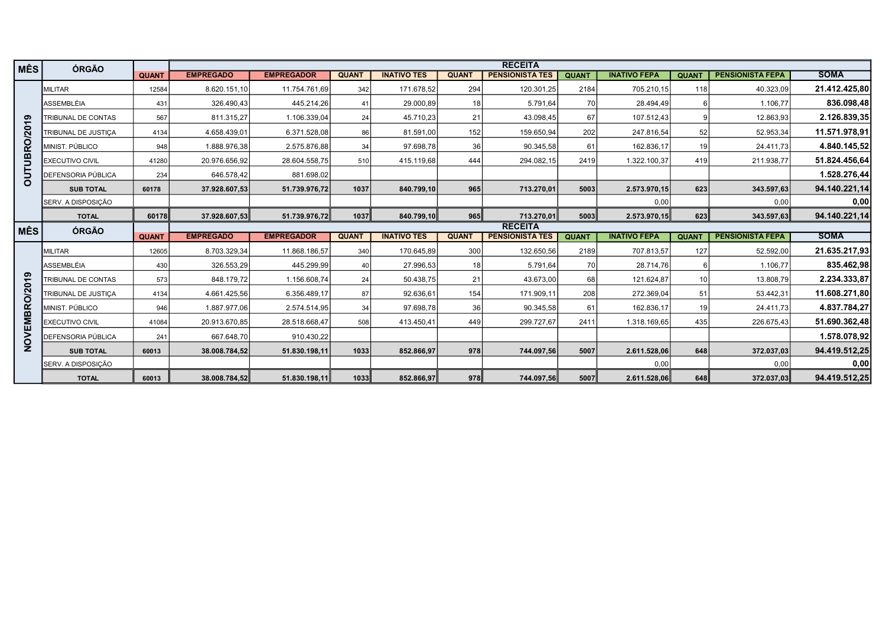| MÊS | ÓRGÃO | QUANT | RECEITA | | | | | | | | | | |
|---|---|---|---|---|---|---|---|---|---|---|---|---|---|
| | | | EMPREGADO | EMPREGADOR | QUANT | INATIVO TES | QUANT | PENSIONISTA TES | QUANT | INATIVO FEPA | QUANT | PENSIONISTA FEPA | SOMA |
| OUTUBRO/2019 | MILITAR | 12584 | 8.620.151,10 | 11.754.761,69 | 342 | 171.678,52 | 294 | 120.301,25 | 2184 | 705.210,15 | 118 | 40.323,09 | **21.412.425,80** |
| | ASSEMBLÉIA | 431 | 326.490,43 | 445.214,26 | 41 | 29.000,89 | 18 | 5.791,64 | 70 | 28.494,49 | 6 | 1.106,77 | **836.098,48** |
| | TRIBUNAL DE CONTAS | 567 | 811.315,27 | 1.106.339,04 | 24 | 45.710,23 | 21 | 43.098,45 | 67 | 107.512,43 | 9 | 12.863,93 | **2.126.839,35** |
| | TRIBUNAL DE JUSTIÇA | 4134 | 4.658.439,01 | 6.371.528,08 | 86 | 81.591,00 | 152 | 159.650,94 | 202 | 247.816,54 | 52 | 52.953,34 | **11.571.978,91** |
| | MINIST. PÚBLICO | 948 | 1.888.976,38 | 2.575.876,88 | 34 | 97.698,78 | 36 | 90.345,58 | 61 | 162.836,17 | 19 | 24.411,73 | **4.840.145,52** |
| | EXECUTIVO CIVIL | 41280 | 20.976.656,92 | 28.604.558,75 | 510 | 415.119,68 | 444 | 294.082,15 | 2419 | 1.322.100,37 | 419 | 211.938,77 | **51.824.456,64** |
| | DEFENSORIA PÚBLICA | 234 | 646.578,42 | 881.698,02 | | | | | | | | | **1.528.276,44** |
| | **SUB TOTAL** | **60178** | **37.928.607,53** | **51.739.976,72** | **1037** | **840.799,10** | **965** | **713.270,01** | **5003** | **2.573.970,15** | **623** | **343.597,63** | **94.140.221,14** |
| | SERV. A DISPOSIÇÃO | | | | | | | | | 0,00 | | 0,00 | **0,00** |
| | **TOTAL** | **60178** | **37.928.607,53** | **51.739.976,72** | **1037** | **840.799,10** | **965** | **713.270,01** | **5003** | **2.573.970,15** | **623** | **343.597,63** | **94.140.221,14** |
| **MÊS** | **ÓRGÃO** | **QUANT** | **EMPREGADO** | **EMPREGADOR** | **QUANT** | **INATIVO TES** | **QUANT** | **PENSIONISTA TES** | **QUANT** | **INATIVO FEPA** | **QUANT** | **PENSIONISTA FEPA** | **SOMA** |
| NOVEMBRO/2019 | MILITAR | 12605 | 8.703.329,34 | 11.868.186,57 | 340 | 170.645,89 | 300 | 132.650,56 | 2189 | 707.813,57 | 127 | 52.592,00 | **21.635.217,93** |
| | ASSEMBLÉIA | 430 | 326.553,29 | 445.299,99 | 40 | 27.996,53 | 18 | 5.791,64 | 70 | 28.714,76 | 6 | 1.106,77 | **835.462,98** |
| | TRIBUNAL DE CONTAS | 573 | 848.179,72 | 1.156.608,74 | 24 | 50.438,75 | 21 | 43.673,00 | 68 | 121.624,87 | 10 | 13.808,79 | **2.234.333,87** |
| | TRIBUNAL DE JUSTIÇA | 4134 | 4.661.425,56 | 6.356.489,17 | 87 | 92.636,61 | 154 | 171.909,11 | 208 | 272.369,04 | 51 | 53.442,31 | **11.608.271,80** |
| | MINIST. PÚBLICO | 946 | 1.887.977,06 | 2.574.514,95 | 34 | 97.698,78 | 36 | 90.345,58 | 61 | 162.836,17 | 19 | 24.411,73 | **4.837.784,27** |
| | EXECUTIVO CIVIL | 41084 | 20.913.670,85 | 28.518.668,47 | 508 | 413.450,41 | 449 | 299.727,67 | 2411 | 1.318.169,65 | 435 | 226.675,43 | **51.690.362,48** |
| | DEFENSORIA PÚBLICA | 241 | 667.648,70 | 910.430,22 | | | | | | | | | **1.578.078,92** |
| | **SUB TOTAL** | **60013** | **38.008.784,52** | **51.830.198,11** | **1033** | **852.866,97** | **978** | **744.097,56** | **5007** | **2.611.528,06** | **648** | **372.037,03** | **94.419.512,25** |
| | SERV. A DISPOSIÇÃO | | | | | | | | | 0,00 | | 0,00 | **0,00** |
| | **TOTAL** | **60013** | **38.008.784,52** | **51.830.198,11** | **1033** | **852.866,97** | **978** | **744.097,56** | **5007** | **2.611.528,06** | **648** | **372.037,03** | **94.419.512,25** |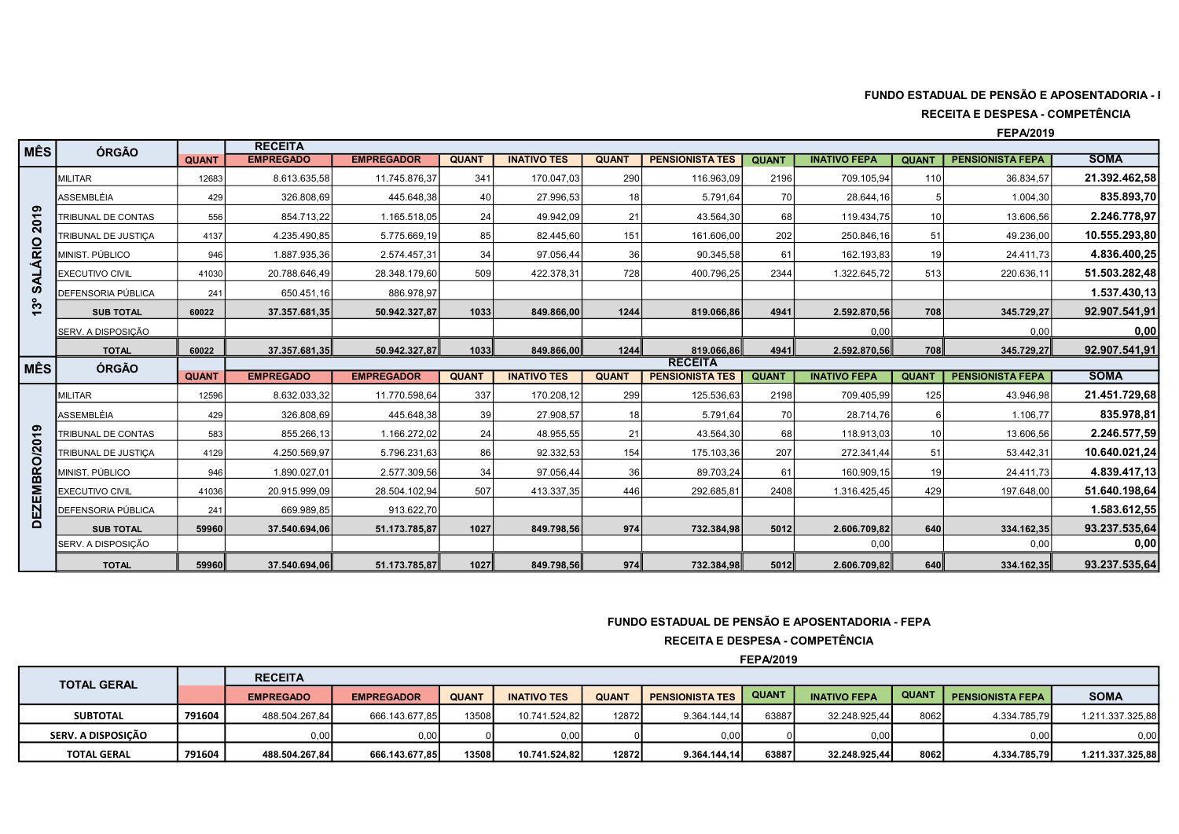**FUNDO ESTADUAL DE PENSÃO E APOSENTADORIA - I**

**RECEITA E DESPESA - COMPETÊNCIA**

**FEPA/2019**

| MÊS | ÓRGÃO | QUANT | RECEITA | | | | | | | | | | |
|---|---|---|---|---|---|---|---|---|---|---|---|---|---|
| | | | EMPREGADO | EMPREGADOR | QUANT | INATIVO TES | QUANT | PENSIONISTA TES | QUANT | INATIVO FEPA | QUANT | PENSIONISTA FEPA | SOMA |
| 13º SALÁRIO 2019 | MILITAR | 12683 | 8.613.635,58 | 11.745.876,37 | 341 | 170.047,03 | 290 | 116.963,09 | 2196 | 709.105,94 | 110 | 36.834,57 | 21.392.462,58 |
| | ASSEMBLÉIA | 429 | 326.808,69 | 445.648,38 | 40 | 27.996,53 | 18 | 5.791,64 | 70 | 28.644,16 | 5 | 1.004,30 | 835.893,70 |
| | TRIBUNAL DE CONTAS | 556 | 854.713,22 | 1.165.518,05 | 24 | 49.942,09 | 21 | 43.564,30 | 68 | 119.434,75 | 10 | 13.606,56 | 2.246.778,97 |
| | TRIBUNAL DE JUSTIÇA | 4137 | 4.235.490,85 | 5.775.669,19 | 85 | 82.445,60 | 151 | 161.606,00 | 202 | 250.846,16 | 51 | 49.236,00 | 10.555.293,80 |
| | MINIST. PÚBLICO | 946 | 1.887.935,36 | 2.574.457,31 | 34 | 97.056,44 | 36 | 90.345,58 | 61 | 162.193,83 | 19 | 24.411,73 | 4.836.400,25 |
| | EXECUTIVO CIVIL | 41030 | 20.788.646,49 | 28.348.179,60 | 509 | 422.378,31 | 728 | 400.796,25 | 2344 | 1.322.645,72 | 513 | 220.636,11 | 51.503.282,48 |
| | DEFENSORIA PÚBLICA | 241 | 650.451,16 | 886.978,97 | | | | | | | | | 1.537.430,13 |
| | **SUB TOTAL** | **60022** | **37.357.681,35** | **50.942.327,87** | **1033** | **849.866,00** | **1244** | **819.066,86** | **4941** | **2.592.870,56** | **708** | **345.729,27** | **92.907.541,91** |
| | SERV. A DISPOSIÇÃO | | | | | | | | | 0,00 | | 0,00 | 0,00 |
| | **TOTAL** | **60022** | **37.357.681,35** | **50.942.327,87** | **1033** | **849.866,00** | **1244** | **819.066,86** | **4941** | **2.592.870,56** | **708** | **345.729,27** | **92.907.541,91** |
| **MÊS** | **ÓRGÃO** | **QUANT** | **EMPREGADO** | **EMPREGADOR** | **QUANT** | **INATIVO TES** | **QUANT** | **RECEITA PENSIONISTA TES** | **QUANT** | **INATIVO FEPA** | **QUANT** | **PENSIONISTA FEPA** | **SOMA** |
| DEZEMBRO/2019 | MILITAR | 12596 | 8.632.033,32 | 11.770.598,64 | 337 | 170.208,12 | 299 | 125.536,63 | 2198 | 709.405,99 | 125 | 43.946,98 | 21.451.729,68 |
| | ASSEMBLÉIA | 429 | 326.808,69 | 445.648,38 | 39 | 27.908,57 | 18 | 5.791,64 | 70 | 28.714,76 | 6 | 1.106,77 | 835.978,81 |
| | TRIBUNAL DE CONTAS | 583 | 855.266,13 | 1.166.272,02 | 24 | 48.955,55 | 21 | 43.564,30 | 68 | 118.913,03 | 10 | 13.606,56 | 2.246.577,59 |
| | TRIBUNAL DE JUSTIÇA | 4129 | 4.250.569,97 | 5.796.231,63 | 86 | 92.332,53 | 154 | 175.103,36 | 207 | 272.341,44 | 51 | 53.442,31 | 10.640.021,24 |
| | MINIST. PÚBLICO | 946 | 1.890.027,01 | 2.577.309,56 | 34 | 97.056,44 | 36 | 89.703,24 | 61 | 160.909,15 | 19 | 24.411,73 | 4.839.417,13 |
| | EXECUTIVO CIVIL | 41036 | 20.915.999,09 | 28.504.102,94 | 507 | 413.337,35 | 446 | 292.685,81 | 2408 | 1.316.425,45 | 429 | 197.648,00 | 51.640.198,64 |
| | DEFENSORIA PÚBLICA | 241 | 669.989,85 | 913.622,70 | | | | | | | | | 1.583.612,55 |
| | **SUB TOTAL** | **59960** | **37.540.694,06** | **51.173.785,87** | **1027** | **849.798,56** | **974** | **732.384,98** | **5012** | **2.606.709,82** | **640** | **334.162,35** | **93.237.535,64** |
| | SERV. A DISPOSIÇÃO | | | | | | | | | 0,00 | | 0,00 | 0,00 |
| | **TOTAL** | **59960** | **37.540.694,06** | **51.173.785,87** | **1027** | **849.798,56** | **974** | **732.384,98** | **5012** | **2.606.709,82** | **640** | **334.162,35** | **93.237.535,64** |

**FUNDO ESTADUAL DE PENSÃO E APOSENTADORIA - FEPA**

**RECEITA E DESPESA - COMPETÊNCIA**

**FEPA/2019**

| TOTAL GERAL | | RECEITA | | | | | | | | | | |
|---|---|---|---|---|---|---|---|---|---|---|---|---|
| | | EMPREGADO | EMPREGADOR | QUANT | INATIVO TES | QUANT | PENSIONISTA TES | QUANT | INATIVO FEPA | QUANT | PENSIONISTA FEPA | SOMA |
| **SUBTOTAL** | **791604** | 488.504.267,84 | 666.143.677,85 | 13508 | 10.741.524,82 | 12872 | 9.364.144,14 | 63887 | 32.248.925,44 | 8062 | 4.334.785,79 | 1.211.337.325,88 |
| **SERV. A DISPOSIÇÃO** | | 0,00 | 0,00 | 0 | 0,00 | 0 | 0,00 | 0 | 0,00 | | 0,00 | 0,00 |
| **TOTAL GERAL** | **791604** | **488.504.267,84** | **666.143.677,85** | **13508** | **10.741.524,82** | **12872** | **9.364.144,14** | **63887** | **32.248.925,44** | **8062** | **4.334.785,79** | **1.211.337.325,88** |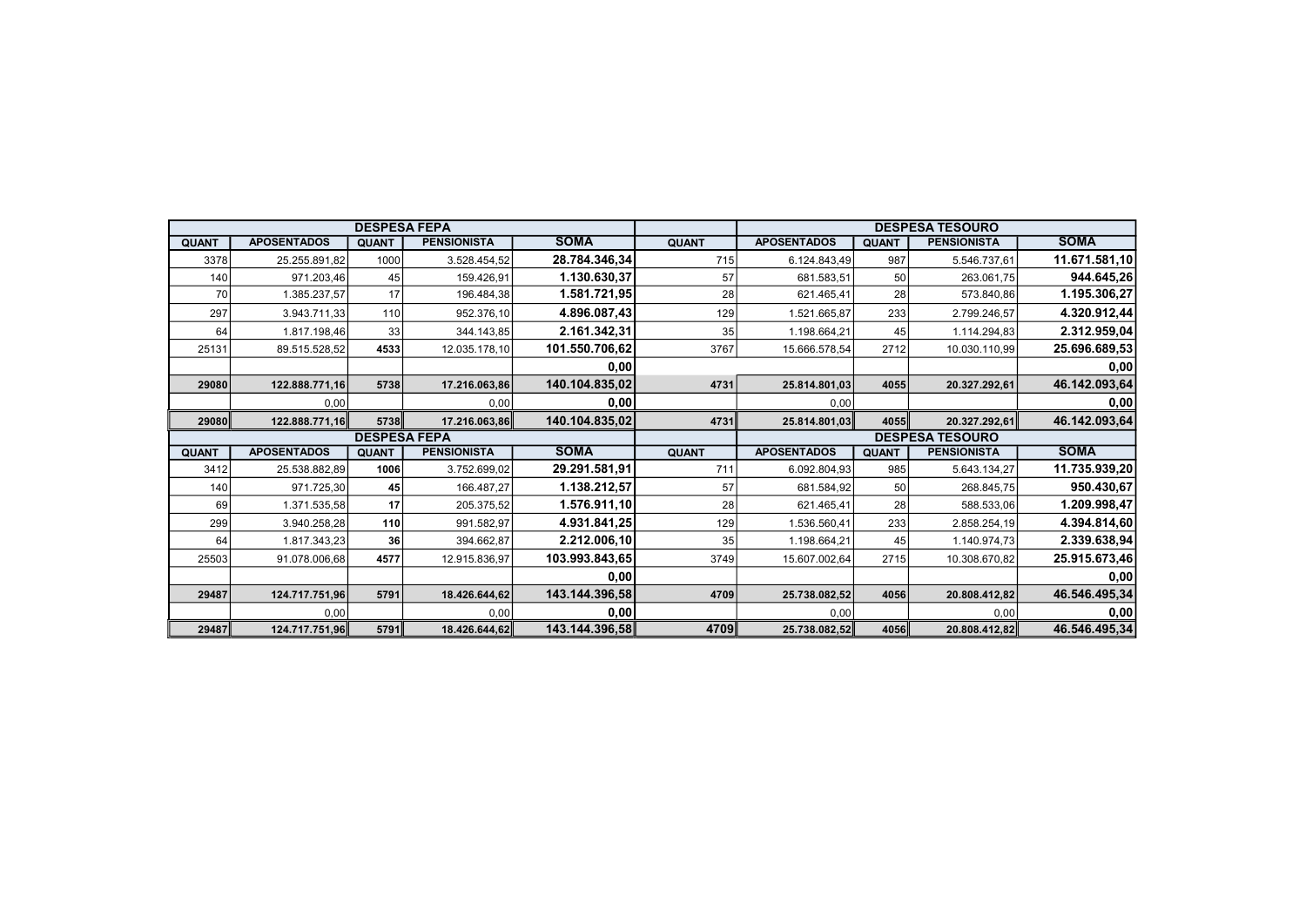| DESPESA FEPA | | | | | | DESPESA TESOURO | | | |
|---|---|---|---|---|---|---|---|---|---|
| QUANT | APOSENTADOS | QUANT | PENSIONISTA | SOMA | QUANT | APOSENTADOS | QUANT | PENSIONISTA | SOMA |
| 3378 | 25.255.891,82 | 1000 | 3.528.454,52 | **28.784.346,34** | 715 | 6.124.843,49 | 987 | 5.546.737,61 | **11.671.581,10** |
| 140 | 971.203,46 | 45 | 159.426,91 | **1.130.630,37** | 57 | 681.583,51 | 50 | 263.061,75 | **944.645,26** |
| 70 | 1.385.237,57 | 17 | 196.484,38 | **1.581.721,95** | 28 | 621.465,41 | 28 | 573.840,86 | **1.195.306,27** |
| 297 | 3.943.711,33 | 110 | 952.376,10 | **4.896.087,43** | 129 | 1.521.665,87 | 233 | 2.799.246,57 | **4.320.912,44** |
| 64 | 1.817.198,46 | 33 | 344.143,85 | **2.161.342,31** | 35 | 1.198.664,21 | 45 | 1.114.294,83 | **2.312.959,04** |
| 25131 | 89.515.528,52 | **4533** | 12.035.178,10 | **101.550.706,62** | 3767 | 15.666.578,54 | 2712 | 10.030.110,99 | **25.696.689,53** |
| | | | | **0,00** | | | | | **0,00** |
| **29080** | **122.888.771,16** | **5738** | **17.216.063,86** | **140.104.835,02** | **4731** | **25.814.801,03** | **4055** | **20.327.292,61** | **46.142.093,64** |
| | 0,00 | | 0,00 | **0,00** | | 0,00 | | | **0,00** |
| **29080** | **122.888.771,16** | **5738** | **17.216.063,86** | **140.104.835,02** | **4731** | **25.814.801,03** | **4055** | **20.327.292,61** | **46.142.093,64** |

| DESPESA FEPA | | | | | | DESPESA TESOURO | | | |
|---|---|---|---|---|---|---|---|---|---|
| QUANT | APOSENTADOS | QUANT | PENSIONISTA | SOMA | QUANT | APOSENTADOS | QUANT | PENSIONISTA | SOMA |
| 3412 | 25.538.882,89 | **1006** | 3.752.699,02 | **29.291.581,91** | 711 | 6.092.804,93 | 985 | 5.643.134,27 | **11.735.939,20** |
| 140 | 971.725,30 | **45** | 166.487,27 | **1.138.212,57** | 57 | 681.584,92 | 50 | 268.845,75 | **950.430,67** |
| 69 | 1.371.535,58 | **17** | 205.375,52 | **1.576.911,10** | 28 | 621.465,41 | 28 | 588.533,06 | **1.209.998,47** |
| 299 | 3.940.258,28 | **110** | 991.582,97 | **4.931.841,25** | 129 | 1.536.560,41 | 233 | 2.858.254,19 | **4.394.814,60** |
| 64 | 1.817.343,23 | **36** | 394.662,87 | **2.212.006,10** | 35 | 1.198.664,21 | 45 | 1.140.974,73 | **2.339.638,94** |
| 25503 | 91.078.006,68 | **4577** | 12.915.836,97 | **103.993.843,65** | 3749 | 15.607.002,64 | 2715 | 10.308.670,82 | **25.915.673,46** |
| | | | | **0,00** | | | | | **0,00** |
| **29487** | **124.717.751,96** | **5791** | **18.426.644,62** | **143.144.396,58** | **4709** | **25.738.082,52** | **4056** | **20.808.412,82** | **46.546.495,34** |
| | 0,00 | | 0,00 | **0,00** | | 0,00 | | 0,00 | **0,00** |
| **29487** | **124.717.751,96** | **5791** | **18.426.644,62** | **143.144.396,58** | **4709** | **25.738.082,52** | **4056** | **20.808.412,82** | **46.546.495,34** |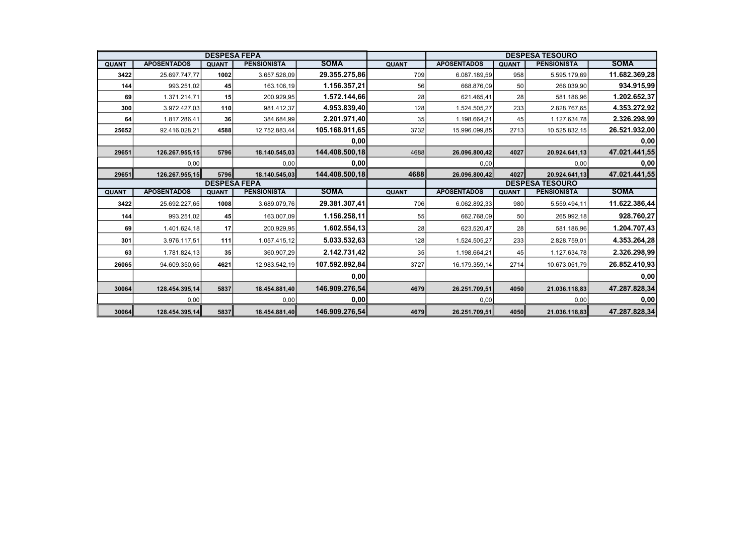| DESPESA FEPA | | | | | | DESPESA TESOURO | | | |
|---|---|---|---|---|---|---|---|---|---|
| QUANT | APOSENTADOS | QUANT | PENSIONISTA | SOMA | QUANT | APOSENTADOS | QUANT | PENSIONISTA | SOMA |
| 3422 | 25.697.747,77 | 1002 | 3.657.528,09 | 29.355.275,86 | 709 | 6.087.189,59 | 958 | 5.595.179,69 | 11.682.369,28 |
| 144 | 993.251,02 | 45 | 163.106,19 | 1.156.357,21 | 56 | 668.876,09 | 50 | 266.039,90 | 934.915,99 |
| 69 | 1.371.214,71 | 15 | 200.929,95 | 1.572.144,66 | 28 | 621.465,41 | 28 | 581.186,96 | 1.202.652,37 |
| 300 | 3.972.427,03 | 110 | 981.412,37 | 4.953.839,40 | 128 | 1.524.505,27 | 233 | 2.828.767,65 | 4.353.272,92 |
| 64 | 1.817.286,41 | 36 | 384.684,99 | 2.201.971,40 | 35 | 1.198.664,21 | 45 | 1.127.634,78 | 2.326.298,99 |
| 25652 | 92.416.028,21 | 4588 | 12.752.883,44 | 105.168.911,65 | 3732 | 15.996.099,85 | 2713 | 10.525.832,15 | 26.521.932,00 |
| | | | | 0,00 | | | | | 0,00 |
| 29651 | 126.267.955,15 | 5796 | 18.140.545,03 | 144.408.500,18 | 4688 | 26.096.800,42 | 4027 | 20.924.641,13 | 47.021.441,55 |
| | 0,00 | | 0,00 | 0,00 | | 0,00 | | 0,00 | 0,00 |
| 29651 | 126.267.955,15 | 5796 | 18.140.545,03 | 144.408.500,18 | 4688 | 26.096.800,42 | 4027 | 20.924.641,13 | 47.021.441,55 |

| DESPESA FEPA | | | | | | DESPESA TESOURO | | | |
|---|---|---|---|---|---|---|---|---|---|
| QUANT | APOSENTADOS | QUANT | PENSIONISTA | SOMA | QUANT | APOSENTADOS | QUANT | PENSIONISTA | SOMA |
| 3422 | 25.692.227,65 | 1008 | 3.689.079,76 | 29.381.307,41 | 706 | 6.062.892,33 | 980 | 5.559.494,11 | 11.622.386,44 |
| 144 | 993.251,02 | 45 | 163.007,09 | 1.156.258,11 | 55 | 662.768,09 | 50 | 265.992,18 | 928.760,27 |
| 69 | 1.401.624,18 | 17 | 200.929,95 | 1.602.554,13 | 28 | 623.520,47 | 28 | 581.186,96 | 1.204.707,43 |
| 301 | 3.976.117,51 | 111 | 1.057.415,12 | 5.033.532,63 | 128 | 1.524.505,27 | 233 | 2.828.759,01 | 4.353.264,28 |
| 63 | 1.781.824,13 | 35 | 360.907,29 | 2.142.731,42 | 35 | 1.198.664,21 | 45 | 1.127.634,78 | 2.326.298,99 |
| 26065 | 94.609.350,65 | 4621 | 12.983.542,19 | 107.592.892,84 | 3727 | 16.179.359,14 | 2714 | 10.673.051,79 | 26.852.410,93 |
| | | | | 0,00 | | | | | 0,00 |
| 30064 | 128.454.395,14 | 5837 | 18.454.881,40 | 146.909.276,54 | 4679 | 26.251.709,51 | 4050 | 21.036.118,83 | 47.287.828,34 |
| | 0,00 | | 0,00 | 0,00 | | 0,00 | | 0,00 | 0,00 |
| 30064 | 128.454.395,14 | 5837 | 18.454.881,40 | 146.909.276,54 | 4679 | 26.251.709,51 | 4050 | 21.036.118,83 | 47.287.828,34 |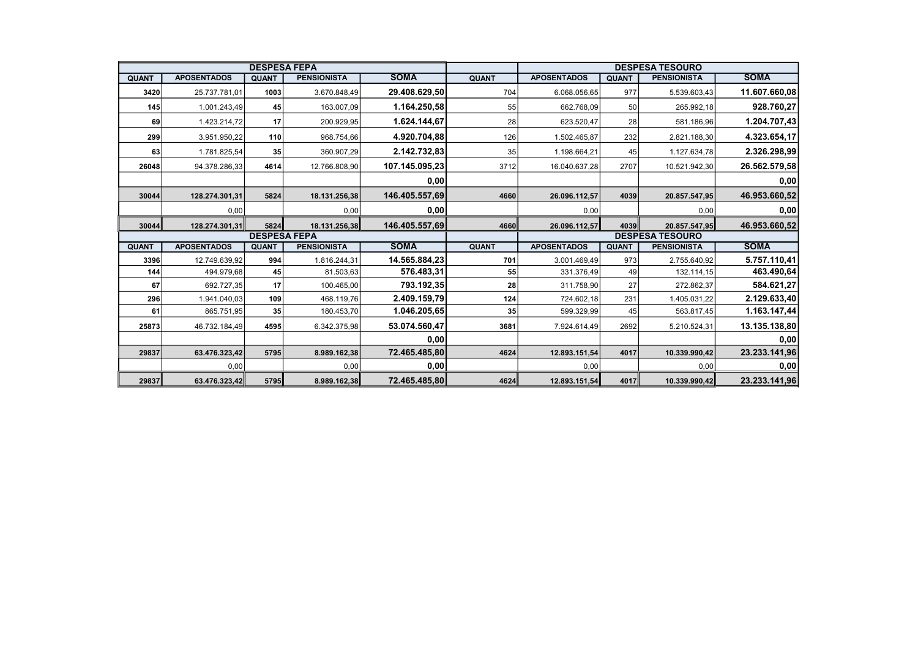| DESPESA FEPA | | | | | | DESPESA TESOURO | | | |
|---|---|---|---|---|---|---|---|---|---|
| QUANT | APOSENTADOS | QUANT | PENSIONISTA | SOMA | QUANT | APOSENTADOS | QUANT | PENSIONISTA | SOMA |
| 3420 | 25.737.781,01 | 1003 | 3.670.848,49 | 29.408.629,50 | 704 | 6.068.056,65 | 977 | 5.539.603,43 | 11.607.660,08 |
| 145 | 1.001.243,49 | 45 | 163.007,09 | 1.164.250,58 | 55 | 662.768,09 | 50 | 265.992,18 | 928.760,27 |
| 69 | 1.423.214,72 | 17 | 200.929,95 | 1.624.144,67 | 28 | 623.520,47 | 28 | 581.186,96 | 1.204.707,43 |
| 299 | 3.951.950,22 | 110 | 968.754,66 | 4.920.704,88 | 126 | 1.502.465,87 | 232 | 2.821.188,30 | 4.323.654,17 |
| 63 | 1.781.825,54 | 35 | 360.907,29 | 2.142.732,83 | 35 | 1.198.664,21 | 45 | 1.127.634,78 | 2.326.298,99 |
| 26048 | 94.378.286,33 | 4614 | 12.766.808,90 | 107.145.095,23 | 3712 | 16.040.637,28 | 2707 | 10.521.942,30 | 26.562.579,58 |
| | | | | 0,00 | | | | | 0,00 |
| 30044 | 128.274.301,31 | 5824 | 18.131.256,38 | 146.405.557,69 | 4660 | 26.096.112,57 | 4039 | 20.857.547,95 | 46.953.660,52 |
| | 0,00 | | 0,00 | 0,00 | | 0,00 | | 0,00 | 0,00 |
| 30044 | 128.274.301,31 | 5824 | 18.131.256,38 | 146.405.557,69 | 4660 | 26.096.112,57 | 4039 | 20.857.547,95 | 46.953.660,52 |

| DESPESA FEPA | | | | | | DESPESA TESOURO | | | |
|---|---|---|---|---|---|---|---|---|---|
| QUANT | APOSENTADOS | QUANT | PENSIONISTA | SOMA | QUANT | APOSENTADOS | QUANT | PENSIONISTA | SOMA |
| 3396 | 12.749.639,92 | 994 | 1.816.244,31 | 14.565.884,23 | 701 | 3.001.469,49 | 973 | 2.755.640,92 | 5.757.110,41 |
| 144 | 494.979,68 | 45 | 81.503,63 | 576.483,31 | 55 | 331.376,49 | 49 | 132.114,15 | 463.490,64 |
| 67 | 692.727,35 | 17 | 100.465,00 | 793.192,35 | 28 | 311.758,90 | 27 | 272.862,37 | 584.621,27 |
| 296 | 1.941.040,03 | 109 | 468.119,76 | 2.409.159,79 | 124 | 724.602,18 | 231 | 1.405.031,22 | 2.129.633,40 |
| 61 | 865.751,95 | 35 | 180.453,70 | 1.046.205,65 | 35 | 599.329,99 | 45 | 563.817,45 | 1.163.147,44 |
| 25873 | 46.732.184,49 | 4595 | 6.342.375,98 | 53.074.560,47 | 3681 | 7.924.614,49 | 2692 | 5.210.524,31 | 13.135.138,80 |
| | | | | 0,00 | | | | | 0,00 |
| 29837 | 63.476.323,42 | 5795 | 8.989.162,38 | 72.465.485,80 | 4624 | 12.893.151,54 | 4017 | 10.339.990,42 | 23.233.141,96 |
| | 0,00 | | 0,00 | 0,00 | | 0,00 | | 0,00 | 0,00 |
| 29837 | 63.476.323,42 | 5795 | 8.989.162,38 | 72.465.485,80 | 4624 | 12.893.151,54 | 4017 | 10.339.990,42 | 23.233.141,96 |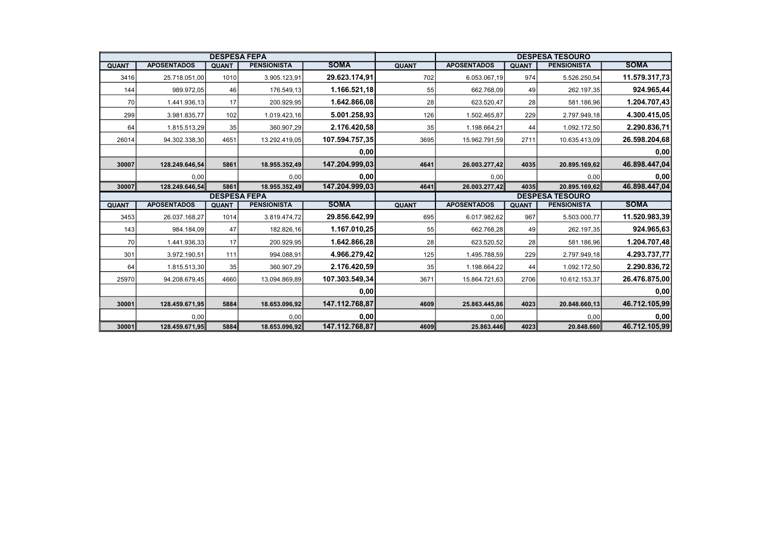| DESPESA FEPA | | | | | | DESPESA TESOURO | | | | |
|---|---|---|---|---|---|---|---|---|---|---|
| QUANT | APOSENTADOS | QUANT | PENSIONISTA | SOMA | QUANT | APOSENTADOS | QUANT | PENSIONISTA | SOMA | |
| 3416 | 25.718.051,00 | 1010 | 3.905.123,91 | **29.623.174,91** | 702 | 6.053.067,19 | 974 | 5.526.250,54 | **11.579.317,73** | |
| 144 | 989.972,05 | 46 | 176.549,13 | **1.166.521,18** | 55 | 662.768,09 | 49 | 262.197,35 | **924.965,44** | |
| 70 | 1.441.936,13 | 17 | 200.929,95 | **1.642.866,08** | 28 | 623.520,47 | 28 | 581.186,96 | **1.204.707,43** | |
| 299 | 3.981.835,77 | 102 | 1.019.423,16 | **5.001.258,93** | 126 | 1.502.465,87 | 229 | 2.797.949,18 | **4.300.415,05** | |
| 64 | 1.815.513,29 | 35 | 360.907,29 | **2.176.420,58** | 35 | 1.198.664,21 | 44 | 1.092.172,50 | **2.290.836,71** | |
| 26014 | 94.302.338,30 | 4651 | 13.292.419,05 | **107.594.757,35** | 3695 | 15.962.791,59 | 2711 | 10.635.413,09 | **26.598.204,68** | |
| | | | | **0,00** | | | | | **0,00** | |
| **30007** | **128.249.646,54** | **5861** | **18.955.352,49** | **147.204.999,03** | **4641** | **26.003.277,42** | **4035** | **20.895.169,62** | **46.898.447,04** | |
| | 0,00 | | 0,00 | **0,00** | | 0,00 | | 0,00 | **0,00** | |
| **30007** | **128.249.646,54** | **5861** | **18.955.352,49** | **147.204.999,03** | **4641** | **26.003.277,42** | **4035** | **20.895.169,62** | **46.898.447,04** | |

| DESPESA FEPA | | | | | | DESPESA TESOURO | | | | |
|---|---|---|---|---|---|---|---|---|---|---|
| QUANT | APOSENTADOS | QUANT | PENSIONISTA | SOMA | QUANT | APOSENTADOS | QUANT | PENSIONISTA | SOMA | |
| 3453 | 26.037.168,27 | 1014 | 3.819.474,72 | **29.856.642,99** | 695 | 6.017.982,62 | 967 | 5.503.000,77 | **11.520.983,39** | |
| 143 | 984.184,09 | 47 | 182.826,16 | **1.167.010,25** | 55 | 662.768,28 | 49 | 262.197,35 | **924.965,63** | |
| 70 | 1.441.936,33 | 17 | 200.929,95 | **1.642.866,28** | 28 | 623.520,52 | 28 | 581.186,96 | **1.204.707,48** | |
| 301 | 3.972.190,51 | 111 | 994.088,91 | **4.966.279,42** | 125 | 1.495.788,59 | 229 | 2.797.949,18 | **4.293.737,77** | |
| 64 | 1.815.513,30 | 35 | 360.907,29 | **2.176.420,59** | 35 | 1.198.664,22 | 44 | 1.092.172,50 | **2.290.836,72** | |
| 25970 | 94.208.679,45 | 4660 | 13.094.869,89 | **107.303.549,34** | 3671 | 15.864.721,63 | 2706 | 10.612.153,37 | **26.476.875,00** | |
| | | | | **0,00** | | | | | **0,00** | |
| **30001** | **128.459.671,95** | **5884** | **18.653.096,92** | **147.112.768,87** | **4609** | **25.863.445,86** | **4023** | **20.848.660,13** | **46.712.105,99** | |
| | 0,00 | | 0,00 | **0,00** | | 0,00 | | 0,00 | **0,00** | |
| **30001** | **128.459.671,95** | **5884** | **18.653.096,92** | **147.112.768,87** | **4609** | **25.863.446** | **4023** | **20.848.660** | **46.712.105,99** | |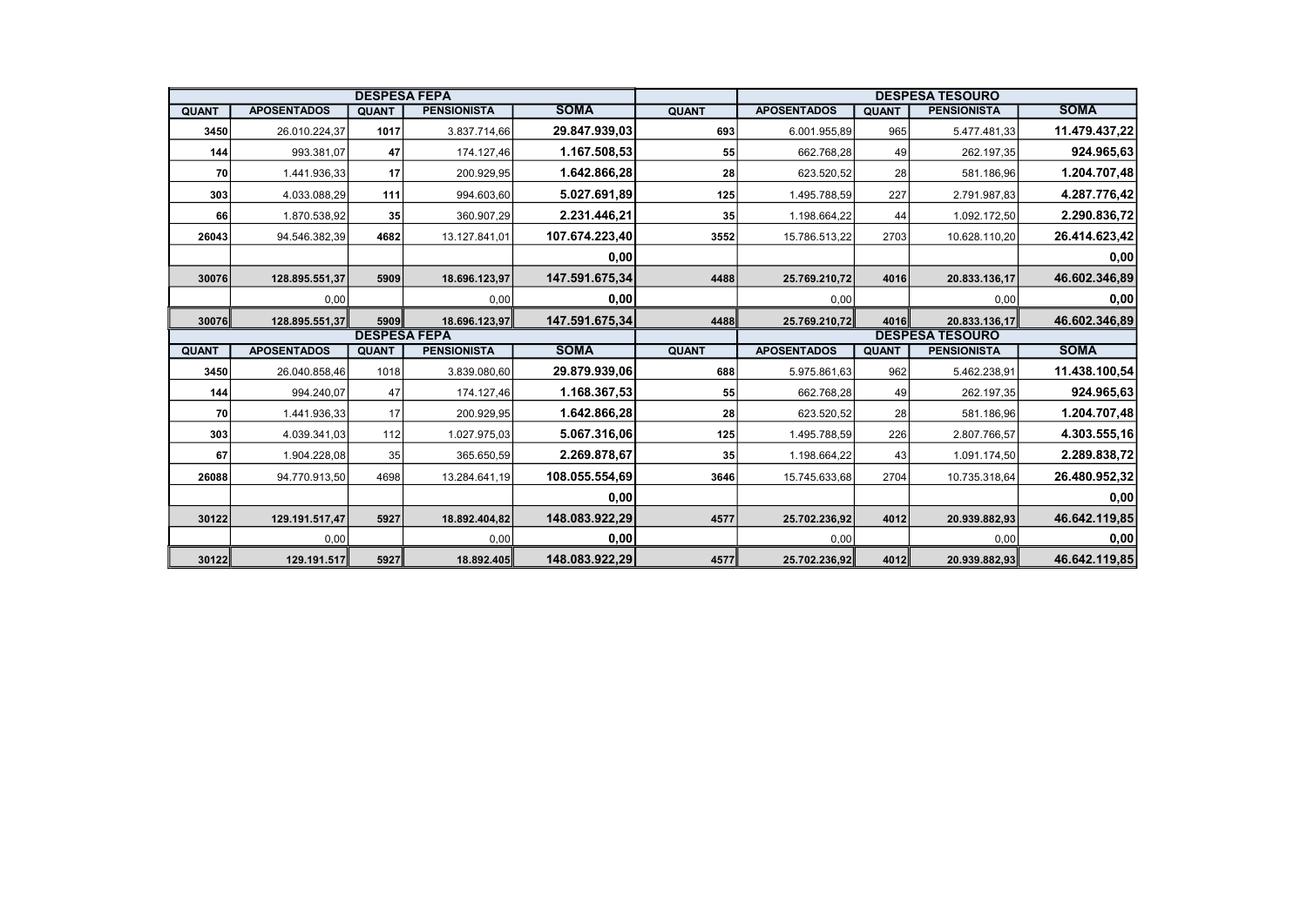| DESPESA FEPA | | | | | | DESPESA TESOURO | | | |
|---|---|---|---|---|---|---|---|---|---|
| QUANT | APOSENTADOS | QUANT | PENSIONISTA | SOMA | QUANT | APOSENTADOS | QUANT | PENSIONISTA | SOMA |
| 3450 | 26.010.224,37 | 1017 | 3.837.714,66 | 29.847.939,03 | 693 | 6.001.955,89 | 965 | 5.477.481,33 | 11.479.437,22 |
| 144 | 993.381,07 | 47 | 174.127,46 | 1.167.508,53 | 55 | 662.768,28 | 49 | 262.197,35 | 924.965,63 |
| 70 | 1.441.936,33 | 17 | 200.929,95 | 1.642.866,28 | 28 | 623.520,52 | 28 | 581.186,96 | 1.204.707,48 |
| 303 | 4.033.088,29 | 111 | 994.603,60 | 5.027.691,89 | 125 | 1.495.788,59 | 227 | 2.791.987,83 | 4.287.776,42 |
| 66 | 1.870.538,92 | 35 | 360.907,29 | 2.231.446,21 | 35 | 1.198.664,22 | 44 | 1.092.172,50 | 2.290.836,72 |
| 26043 | 94.546.382,39 | 4682 | 13.127.841,01 | 107.674.223,40 | 3552 | 15.786.513,22 | 2703 | 10.628.110,20 | 26.414.623,42 |
| | | | | 0,00 | | | | | 0,00 |
| 30076 | 128.895.551,37 | 5909 | 18.696.123,97 | 147.591.675,34 | 4488 | 25.769.210,72 | 4016 | 20.833.136,17 | 46.602.346,89 |
| | 0,00 | | 0,00 | 0,00 | | 0,00 | | 0,00 | 0,00 |
| 30076 | 128.895.551,37 | 5909 | 18.696.123,97 | 147.591.675,34 | 4488 | 25.769.210,72 | 4016 | 20.833.136,17 | 46.602.346,89 |

| DESPESA FEPA | | | | | | DESPESA TESOURO | | | |
|---|---|---|---|---|---|---|---|---|---|
| QUANT | APOSENTADOS | QUANT | PENSIONISTA | SOMA | QUANT | APOSENTADOS | QUANT | PENSIONISTA | SOMA |
| 3450 | 26.040.858,46 | 1018 | 3.839.080,60 | 29.879.939,06 | 688 | 5.975.861,63 | 962 | 5.462.238,91 | 11.438.100,54 |
| 144 | 994.240,07 | 47 | 174.127,46 | 1.168.367,53 | 55 | 662.768,28 | 49 | 262.197,35 | 924.965,63 |
| 70 | 1.441.936,33 | 17 | 200.929,95 | 1.642.866,28 | 28 | 623.520,52 | 28 | 581.186,96 | 1.204.707,48 |
| 303 | 4.039.341,03 | 112 | 1.027.975,03 | 5.067.316,06 | 125 | 1.495.788,59 | 226 | 2.807.766,57 | 4.303.555,16 |
| 67 | 1.904.228,08 | 35 | 365.650,59 | 2.269.878,67 | 35 | 1.198.664,22 | 43 | 1.091.174,50 | 2.289.838,72 |
| 26088 | 94.770.913,50 | 4698 | 13.284.641,19 | 108.055.554,69 | 3646 | 15.745.633,68 | 2704 | 10.735.318,64 | 26.480.952,32 |
| | | | | 0,00 | | | | | 0,00 |
| 30122 | 129.191.517,47 | 5927 | 18.892.404,82 | 148.083.922,29 | 4577 | 25.702.236,92 | 4012 | 20.939.882,93 | 46.642.119,85 |
| | 0,00 | | 0,00 | 0,00 | | 0,00 | | 0,00 | 0,00 |
| 30122 | 129.191.517 | 5927 | 18.892.405 | 148.083.922,29 | 4577 | 25.702.236,92 | 4012 | 20.939.882,93 | 46.642.119,85 |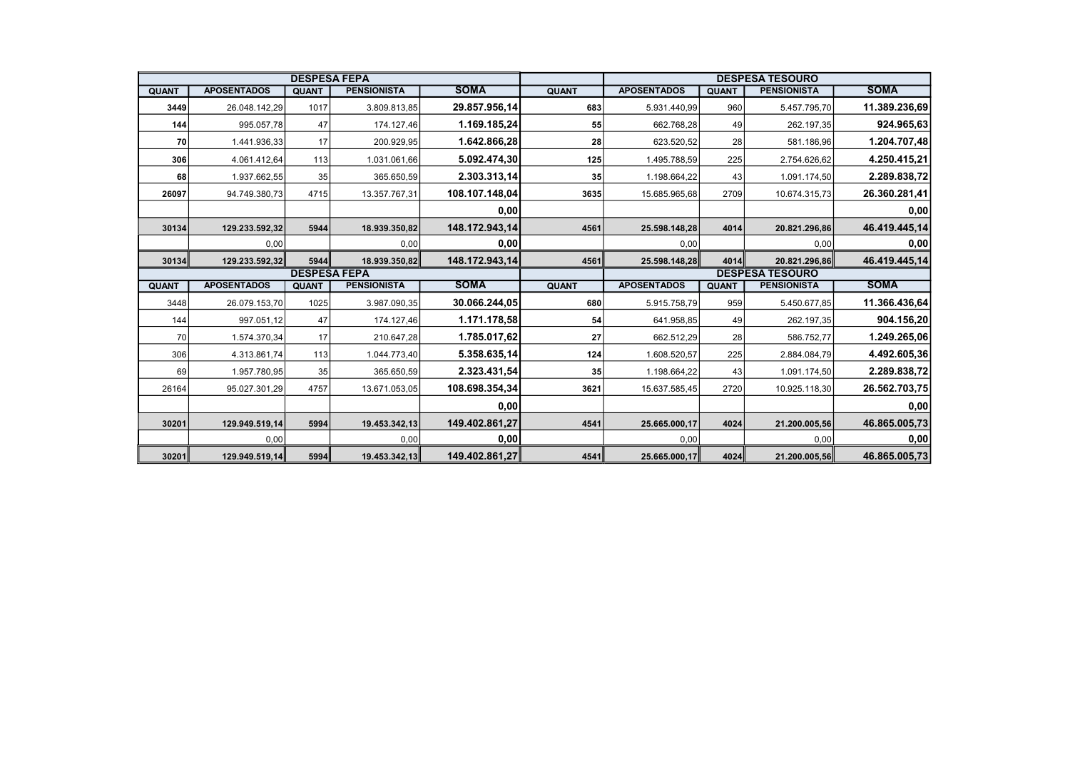| DESPESA FEPA | | | | | | DESPESA TESOURO | | | |
|---|---|---|---|---|---|---|---|---|---|
| QUANT | APOSENTADOS | QUANT | PENSIONISTA | SOMA | QUANT | APOSENTADOS | QUANT | PENSIONISTA | SOMA |
| 3449 | 26.048.142,29 | 1017 | 3.809.813,85 | 29.857.956,14 | 683 | 5.931.440,99 | 960 | 5.457.795,70 | 11.389.236,69 |
| 144 | 995.057,78 | 47 | 174.127,46 | 1.169.185,24 | 55 | 662.768,28 | 49 | 262.197,35 | 924.965,63 |
| 70 | 1.441.936,33 | 17 | 200.929,95 | 1.642.866,28 | 28 | 623.520,52 | 28 | 581.186,96 | 1.204.707,48 |
| 306 | 4.061.412,64 | 113 | 1.031.061,66 | 5.092.474,30 | 125 | 1.495.788,59 | 225 | 2.754.626,62 | 4.250.415,21 |
| 68 | 1.937.662,55 | 35 | 365.650,59 | 2.303.313,14 | 35 | 1.198.664,22 | 43 | 1.091.174,50 | 2.289.838,72 |
| 26097 | 94.749.380,73 | 4715 | 13.357.767,31 | 108.107.148,04 | 3635 | 15.685.965,68 | 2709 | 10.674.315,73 | 26.360.281,41 |
| | | | | 0,00 | | | | | 0,00 |
| 30134 | 129.233.592,32 | 5944 | 18.939.350,82 | 148.172.943,14 | 4561 | 25.598.148,28 | 4014 | 20.821.296,86 | 46.419.445,14 |
| | 0,00 | | 0,00 | 0,00 | | 0,00 | | 0,00 | 0,00 |
| 30134 | 129.233.592,32 | 5944 | 18.939.350,82 | 148.172.943,14 | 4561 | 25.598.148,28 | 4014 | 20.821.296,86 | 46.419.445,14 |

| DESPESA FEPA | | | | | | DESPESA TESOURO | | | |
|---|---|---|---|---|---|---|---|---|---|
| QUANT | APOSENTADOS | QUANT | PENSIONISTA | SOMA | QUANT | APOSENTADOS | QUANT | PENSIONISTA | SOMA |
| 3448 | 26.079.153,70 | 1025 | 3.987.090,35 | 30.066.244,05 | 680 | 5.915.758,79 | 959 | 5.450.677,85 | 11.366.436,64 |
| 144 | 997.051,12 | 47 | 174.127,46 | 1.171.178,58 | 54 | 641.958,85 | 49 | 262.197,35 | 904.156,20 |
| 70 | 1.574.370,34 | 17 | 210.647,28 | 1.785.017,62 | 27 | 662.512,29 | 28 | 586.752,77 | 1.249.265,06 |
| 306 | 4.313.861,74 | 113 | 1.044.773,40 | 5.358.635,14 | 124 | 1.608.520,57 | 225 | 2.884.084,79 | 4.492.605,36 |
| 69 | 1.957.780,95 | 35 | 365.650,59 | 2.323.431,54 | 35 | 1.198.664,22 | 43 | 1.091.174,50 | 2.289.838,72 |
| 26164 | 95.027.301,29 | 4757 | 13.671.053,05 | 108.698.354,34 | 3621 | 15.637.585,45 | 2720 | 10.925.118,30 | 26.562.703,75 |
| | | | | 0,00 | | | | | 0,00 |
| 30201 | 129.949.519,14 | 5994 | 19.453.342,13 | 149.402.861,27 | 4541 | 25.665.000,17 | 4024 | 21.200.005,56 | 46.865.005,73 |
| | 0,00 | | 0,00 | 0,00 | | 0,00 | | 0,00 | 0,00 |
| 30201 | 129.949.519,14 | 5994 | 19.453.342,13 | 149.402.861,27 | 4541 | 25.665.000,17 | 4024 | 21.200.005,56 | 46.865.005,73 |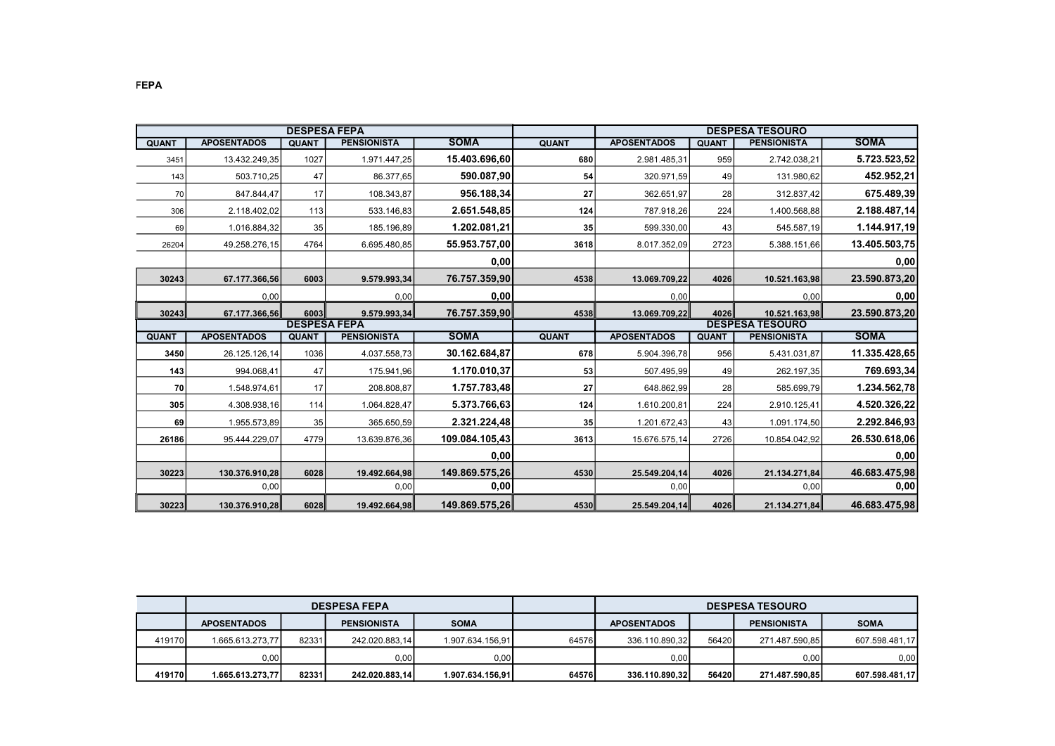FEPA

| DESPESA FEPA | | | | | | DESPESA TESOURO | | | |
|---|---|---|---|---|---|---|---|---|---|
| QUANT | APOSENTADOS | QUANT | PENSIONISTA | SOMA | QUANT | APOSENTADOS | QUANT | PENSIONISTA | SOMA |
| 3451 | 13.432.249,35 | 1027 | 1.971.447,25 | **15.403.696,60** | **680** | 2.981.485,31 | 959 | 2.742.038,21 | **5.723.523,52** |
| 143 | 503.710,25 | 47 | 86.377,65 | **590.087,90** | **54** | 320.971,59 | 49 | 131.980,62 | **452.952,21** |
| 70 | 847.844,47 | 17 | 108.343,87 | **956.188,34** | **27** | 362.651,97 | 28 | 312.837,42 | **675.489,39** |
| 306 | 2.118.402,02 | 113 | 533.146,83 | **2.651.548,85** | **124** | 787.918,26 | 224 | 1.400.568,88 | **2.188.487,14** |
| 69 | 1.016.884,32 | 35 | 185.196,89 | **1.202.081,21** | **35** | 599.330,00 | 43 | 545.587,19 | **1.144.917,19** |
| 26204 | 49.258.276,15 | 4764 | 6.695.480,85 | **55.953.757,00** | **3618** | 8.017.352,09 | 2723 | 5.388.151,66 | **13.405.503,75** |
| | | | | **0,00** | | | | | **0,00** |
| **30243** | **67.177.366,56** | **6003** | **9.579.993,34** | **76.757.359,90** | **4538** | **13.069.709,22** | **4026** | **10.521.163,98** | **23.590.873,20** |
| | 0,00 | | 0,00 | **0,00** | | 0,00 | | 0,00 | **0,00** |
| **30243** | **67.177.366,56** | **6003** | **9.579.993,34** | **76.757.359,90** | **4538** | **13.069.709,22** | **4026** | **10.521.163,98** | **23.590.873,20** |

| DESPESA FEPA | | | | | | DESPESA TESOURO | | | |
|---|---|---|---|---|---|---|---|---|---|
| QUANT | APOSENTADOS | QUANT | PENSIONISTA | SOMA | QUANT | APOSENTADOS | QUANT | PENSIONISTA | SOMA |
| **3450** | 26.125.126,14 | 1036 | 4.037.558,73 | **30.162.684,87** | **678** | 5.904.396,78 | 956 | 5.431.031,87 | **11.335.428,65** |
| **143** | 994.068,41 | 47 | 175.941,96 | **1.170.010,37** | **53** | 507.495,99 | 49 | 262.197,35 | **769.693,34** |
| **70** | 1.548.974,61 | 17 | 208.808,87 | **1.757.783,48** | **27** | 648.862,99 | 28 | 585.699,79 | **1.234.562,78** |
| **305** | 4.308.938,16 | 114 | 1.064.828,47 | **5.373.766,63** | **124** | 1.610.200,81 | 224 | 2.910.125,41 | **4.520.326,22** |
| **69** | 1.955.573,89 | 35 | 365.650,59 | **2.321.224,48** | **35** | 1.201.672,43 | 43 | 1.091.174,50 | **2.292.846,93** |
| **26186** | 95.444.229,07 | 4779 | 13.639.876,36 | **109.084.105,43** | **3613** | 15.676.575,14 | 2726 | 10.854.042,92 | **26.530.618,06** |
| | | | | **0,00** | | | | | **0,00** |
| **30223** | **130.376.910,28** | **6028** | **19.492.664,98** | **149.869.575,26** | **4530** | **25.549.204,14** | **4026** | **21.134.271,84** | **46.683.475,98** |
| | 0,00 | | 0,00 | **0,00** | | 0,00 | | 0,00 | **0,00** |
| **30223** | **130.376.910,28** | **6028** | **19.492.664,98** | **149.869.575,26** | **4530** | **25.549.204,14** | **4026** | **21.134.271,84** | **46.683.475,98** |

| | DESPESA FEPA | | | | | DESPESA TESOURO | | | |
|---|---|---|---|---|---|---|---|---|---|
| | APOSENTADOS | | PENSIONISTA | SOMA | | APOSENTADOS | | PENSIONISTA | SOMA |
| 419170 | 1.665.613.273,77 | 82331 | 242.020.883,14 | 1.907.634.156,91 | 64576 | 336.110.890,32 | 56420 | 271.487.590,85 | 607.598.481,17 |
| | 0,00 | | 0,00 | 0,00 | | 0,00 | | 0,00 | 0,00 |
| **419170** | **1.665.613.273,77** | **82331** | **242.020.883,14** | **1.907.634.156,91** | **64576** | **336.110.890,32** | **56420** | **271.487.590,85** | **607.598.481,17** |